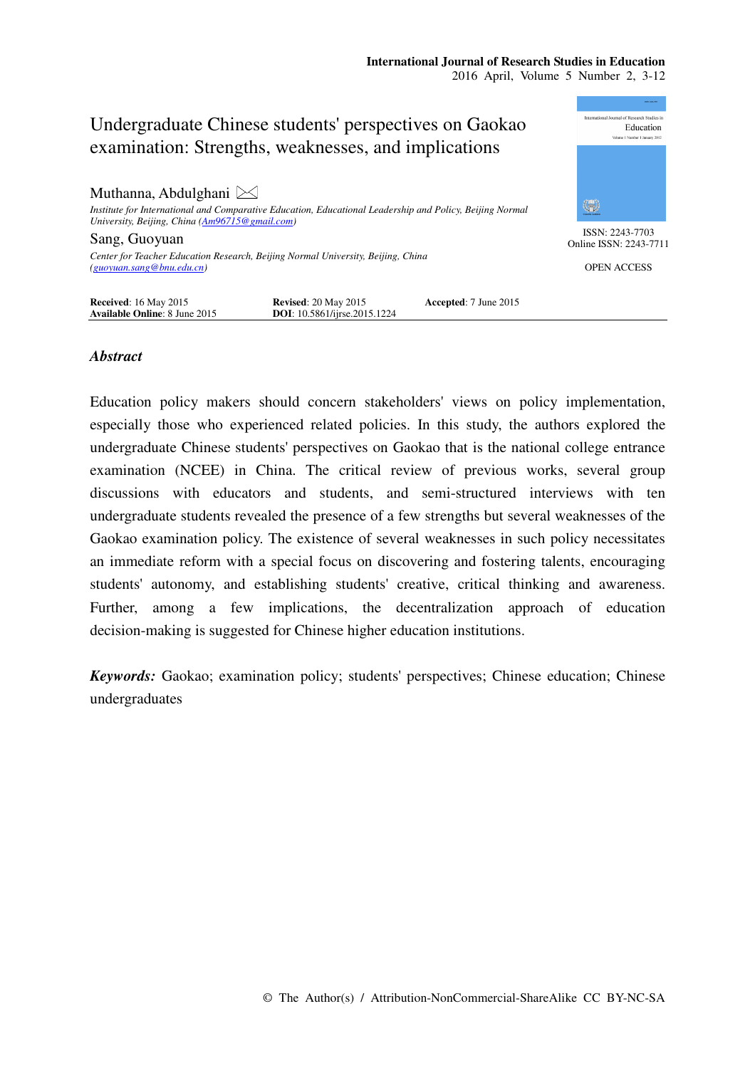# Undergraduate Chinese students' perspectives on Gaokao examination: Strengths, weaknesses, and implications

**Muthanna, Abdulghani**

*Institute for International and Comparative Education, Educational Leadership and Policy, Beijing Normal University, Beijing, China (Am96715@gmail.com)*

**Sang, Guoyuan**

*Center for Teacher Education Research, Beijing Normal University, Beijing, China (guoyuan.sang@bnu.edu.cn)*

ISSN: 2243-7703
Online ISSN: 2243-7711

OPEN ACCESS

**Received**: 16 May 2015 **Revised**: 20 May 2015 **Accepted**: 7 June 2015
**Available Online**: 8 June 2015 **DOI**: 10.5861/ijrse.2015.1224

## *Abstract*

Education policy makers should concern stakeholders' views on policy implementation, especially those who experienced related policies. In this study, the authors explored the undergraduate Chinese students' perspectives on Gaokao that is the national college entrance examination (NCEE) in China. The critical review of previous works, several group discussions with educators and students, and semi-structured interviews with ten undergraduate students revealed the presence of a few strengths but several weaknesses of the Gaokao examination policy. The existence of several weaknesses in such policy necessitates an immediate reform with a special focus on discovering and fostering talents, encouraging students' autonomy, and establishing students' creative, critical thinking and awareness. Further, among a few implications, the decentralization approach of education decision-making is suggested for Chinese higher education institutions.

***Keywords:*** Gaokao; examination policy; students' perspectives; Chinese education; Chinese undergraduates

© The Author(s) / Attribution-NonCommercial-ShareAlike CC BY-NC-SA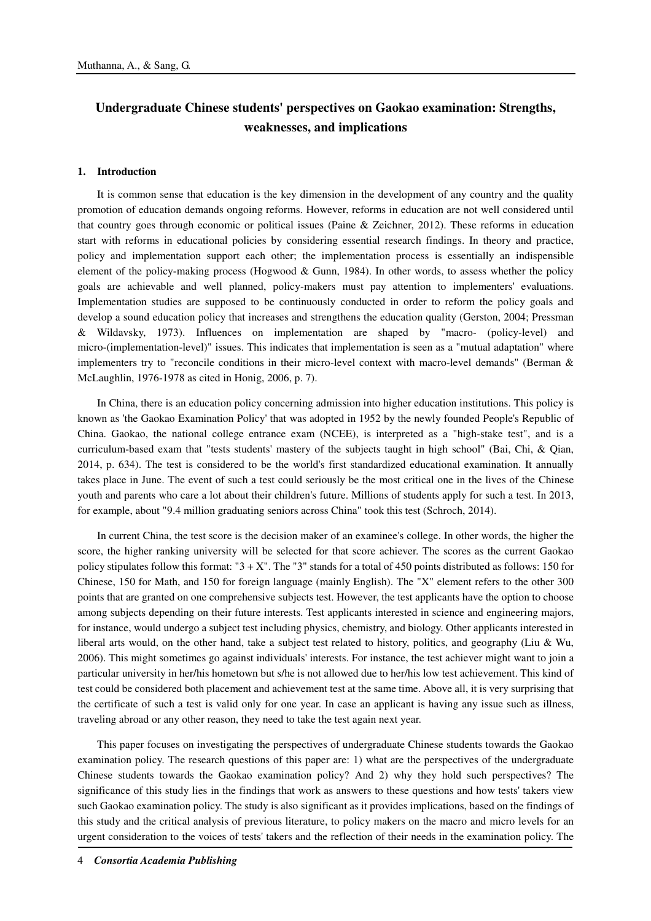## Undergraduate Chinese students' perspectives on Gaokao examination: Strengths, weaknesses, and implications

### 1. Introduction

It is common sense that education is the key dimension in the development of any country and the quality promotion of education demands ongoing reforms. However, reforms in education are not well considered until that country goes through economic or political issues (Paine & Zeichner, 2012). These reforms in education start with reforms in educational policies by considering essential research findings. In theory and practice, policy and implementation support each other; the implementation process is essentially an indispensible element of the policy-making process (Hogwood & Gunn, 1984). In other words, to assess whether the policy goals are achievable and well planned, policy-makers must pay attention to implementers' evaluations. Implementation studies are supposed to be continuously conducted in order to reform the policy goals and develop a sound education policy that increases and strengthens the education quality (Gerston, 2004; Pressman & Wildavsky, 1973). Influences on implementation are shaped by "macro- (policy-level) and micro-(implementation-level)" issues. This indicates that implementation is seen as a "mutual adaptation" where implementers try to "reconcile conditions in their micro-level context with macro-level demands" (Berman & McLaughlin, 1976-1978 as cited in Honig, 2006, p. 7).

In China, there is an education policy concerning admission into higher education institutions. This policy is known as 'the Gaokao Examination Policy' that was adopted in 1952 by the newly founded People's Republic of China. Gaokao, the national college entrance exam (NCEE), is interpreted as a "high-stake test", and is a curriculum-based exam that "tests students' mastery of the subjects taught in high school" (Bai, Chi, & Qian, 2014, p. 634). The test is considered to be the world's first standardized educational examination. It annually takes place in June. The event of such a test could seriously be the most critical one in the lives of the Chinese youth and parents who care a lot about their children's future. Millions of students apply for such a test. In 2013, for example, about "9.4 million graduating seniors across China" took this test (Schroch, 2014).

In current China, the test score is the decision maker of an examinee's college. In other words, the higher the score, the higher ranking university will be selected for that score achiever. The scores as the current Gaokao policy stipulates follow this format: "3 + X". The "3" stands for a total of 450 points distributed as follows: 150 for Chinese, 150 for Math, and 150 for foreign language (mainly English). The "X" element refers to the other 300 points that are granted on one comprehensive subjects test. However, the test applicants have the option to choose among subjects depending on their future interests. Test applicants interested in science and engineering majors, for instance, would undergo a subject test including physics, chemistry, and biology. Other applicants interested in liberal arts would, on the other hand, take a subject test related to history, politics, and geography (Liu & Wu, 2006). This might sometimes go against individuals' interests. For instance, the test achiever might want to join a particular university in her/his hometown but s/he is not allowed due to her/his low test achievement. This kind of test could be considered both placement and achievement test at the same time. Above all, it is very surprising that the certificate of such a test is valid only for one year. In case an applicant is having any issue such as illness, traveling abroad or any other reason, they need to take the test again next year.

This paper focuses on investigating the perspectives of undergraduate Chinese students towards the Gaokao examination policy. The research questions of this paper are: 1) what are the perspectives of the undergraduate Chinese students towards the Gaokao examination policy? And 2) why they hold such perspectives? The significance of this study lies in the findings that work as answers to these questions and how tests' takers view such Gaokao examination policy. The study is also significant as it provides implications, based on the findings of this study and the critical analysis of previous literature, to policy makers on the macro and micro levels for an urgent consideration to the voices of tests' takers and the reflection of their needs in the examination policy. The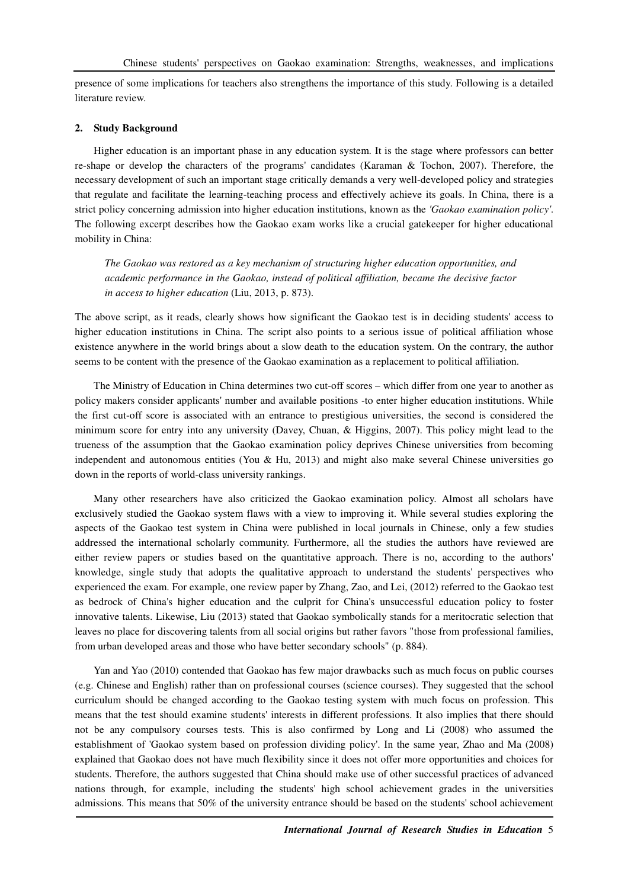presence of some implications for teachers also strengthens the importance of this study. Following is a detailed literature review.

## 2. Study Background

Higher education is an important phase in any education system. It is the stage where professors can better re-shape or develop the characters of the programs' candidates (Karaman & Tochon, 2007). Therefore, the necessary development of such an important stage critically demands a very well-developed policy and strategies that regulate and facilitate the learning-teaching process and effectively achieve its goals. In China, there is a strict policy concerning admission into higher education institutions, known as the *'Gaokao examination policy'*. The following excerpt describes how the Gaokao exam works like a crucial gatekeeper for higher educational mobility in China:

> *The Gaokao was restored as a key mechanism of structuring higher education opportunities, and academic performance in the Gaokao, instead of political affiliation, became the decisive factor in access to higher education* (Liu, 2013, p. 873).

The above script, as it reads, clearly shows how significant the Gaokao test is in deciding students' access to higher education institutions in China. The script also points to a serious issue of political affiliation whose existence anywhere in the world brings about a slow death to the education system. On the contrary, the author seems to be content with the presence of the Gaokao examination as a replacement to political affiliation.

The Ministry of Education in China determines two cut-off scores – which differ from one year to another as policy makers consider applicants' number and available positions -to enter higher education institutions. While the first cut-off score is associated with an entrance to prestigious universities, the second is considered the minimum score for entry into any university (Davey, Chuan, & Higgins, 2007). This policy might lead to the trueness of the assumption that the Gaokao examination policy deprives Chinese universities from becoming independent and autonomous entities (You & Hu, 2013) and might also make several Chinese universities go down in the reports of world-class university rankings.

Many other researchers have also criticized the Gaokao examination policy. Almost all scholars have exclusively studied the Gaokao system flaws with a view to improving it. While several studies exploring the aspects of the Gaokao test system in China were published in local journals in Chinese, only a few studies addressed the international scholarly community. Furthermore, all the studies the authors have reviewed are either review papers or studies based on the quantitative approach. There is no, according to the authors' knowledge, single study that adopts the qualitative approach to understand the students' perspectives who experienced the exam. For example, one review paper by Zhang, Zao, and Lei, (2012) referred to the Gaokao test as bedrock of China's higher education and the culprit for China's unsuccessful education policy to foster innovative talents. Likewise, Liu (2013) stated that Gaokao symbolically stands for a meritocratic selection that leaves no place for discovering talents from all social origins but rather favors "those from professional families, from urban developed areas and those who have better secondary schools" (p. 884).

Yan and Yao (2010) contended that Gaokao has few major drawbacks such as much focus on public courses (e.g. Chinese and English) rather than on professional courses (science courses). They suggested that the school curriculum should be changed according to the Gaokao testing system with much focus on profession. This means that the test should examine students' interests in different professions. It also implies that there should not be any compulsory courses tests. This is also confirmed by Long and Li (2008) who assumed the establishment of 'Gaokao system based on profession dividing policy'. In the same year, Zhao and Ma (2008) explained that Gaokao does not have much flexibility since it does not offer more opportunities and choices for students. Therefore, the authors suggested that China should make use of other successful practices of advanced nations through, for example, including the students' high school achievement grades in the universities admissions. This means that 50% of the university entrance should be based on the students' school achievement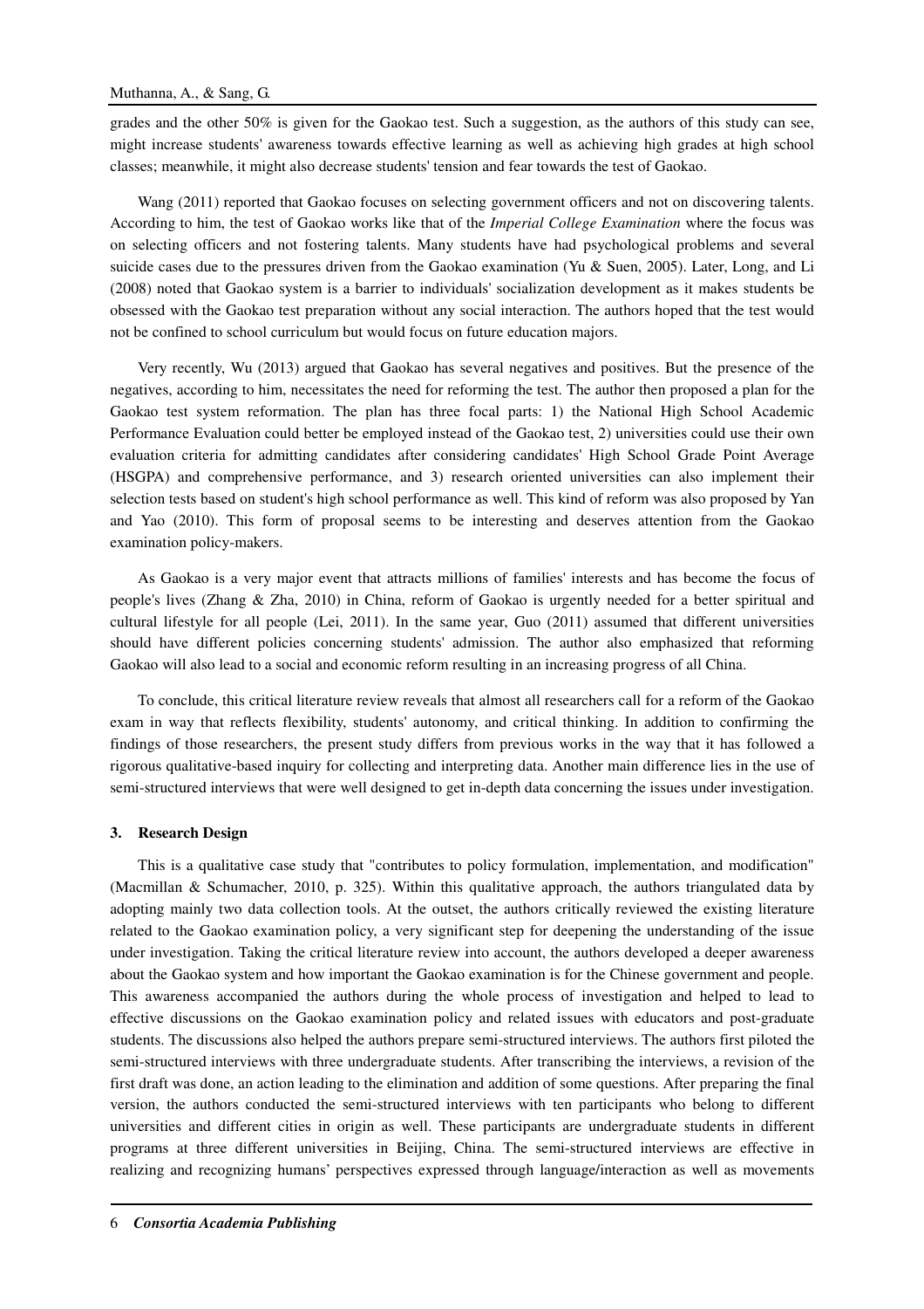grades and the other 50% is given for the Gaokao test. Such a suggestion, as the authors of this study can see, might increase students' awareness towards effective learning as well as achieving high grades at high school classes; meanwhile, it might also decrease students' tension and fear towards the test of Gaokao.

Wang (2011) reported that Gaokao focuses on selecting government officers and not on discovering talents. According to him, the test of Gaokao works like that of the *Imperial College Examination* where the focus was on selecting officers and not fostering talents. Many students have had psychological problems and several suicide cases due to the pressures driven from the Gaokao examination (Yu & Suen, 2005). Later, Long, and Li (2008) noted that Gaokao system is a barrier to individuals' socialization development as it makes students be obsessed with the Gaokao test preparation without any social interaction. The authors hoped that the test would not be confined to school curriculum but would focus on future education majors.

Very recently, Wu (2013) argued that Gaokao has several negatives and positives. But the presence of the negatives, according to him, necessitates the need for reforming the test. The author then proposed a plan for the Gaokao test system reformation. The plan has three focal parts: 1) the National High School Academic Performance Evaluation could better be employed instead of the Gaokao test, 2) universities could use their own evaluation criteria for admitting candidates after considering candidates' High School Grade Point Average (HSGPA) and comprehensive performance, and 3) research oriented universities can also implement their selection tests based on student's high school performance as well. This kind of reform was also proposed by Yan and Yao (2010). This form of proposal seems to be interesting and deserves attention from the Gaokao examination policy-makers.

As Gaokao is a very major event that attracts millions of families' interests and has become the focus of people's lives (Zhang & Zha, 2010) in China, reform of Gaokao is urgently needed for a better spiritual and cultural lifestyle for all people (Lei, 2011). In the same year, Guo (2011) assumed that different universities should have different policies concerning students' admission. The author also emphasized that reforming Gaokao will also lead to a social and economic reform resulting in an increasing progress of all China.

To conclude, this critical literature review reveals that almost all researchers call for a reform of the Gaokao exam in way that reflects flexibility, students' autonomy, and critical thinking. In addition to confirming the findings of those researchers, the present study differs from previous works in the way that it has followed a rigorous qualitative-based inquiry for collecting and interpreting data. Another main difference lies in the use of semi-structured interviews that were well designed to get in-depth data concerning the issues under investigation.

## 3. Research Design

This is a qualitative case study that "contributes to policy formulation, implementation, and modification" (Macmillan & Schumacher, 2010, p. 325). Within this qualitative approach, the authors triangulated data by adopting mainly two data collection tools. At the outset, the authors critically reviewed the existing literature related to the Gaokao examination policy, a very significant step for deepening the understanding of the issue under investigation. Taking the critical literature review into account, the authors developed a deeper awareness about the Gaokao system and how important the Gaokao examination is for the Chinese government and people. This awareness accompanied the authors during the whole process of investigation and helped to lead to effective discussions on the Gaokao examination policy and related issues with educators and post-graduate students. The discussions also helped the authors prepare semi-structured interviews. The authors first piloted the semi-structured interviews with three undergraduate students. After transcribing the interviews, a revision of the first draft was done, an action leading to the elimination and addition of some questions. After preparing the final version, the authors conducted the semi-structured interviews with ten participants who belong to different universities and different cities in origin as well. These participants are undergraduate students in different programs at three different universities in Beijing, China. The semi-structured interviews are effective in realizing and recognizing humans' perspectives expressed through language/interaction as well as movements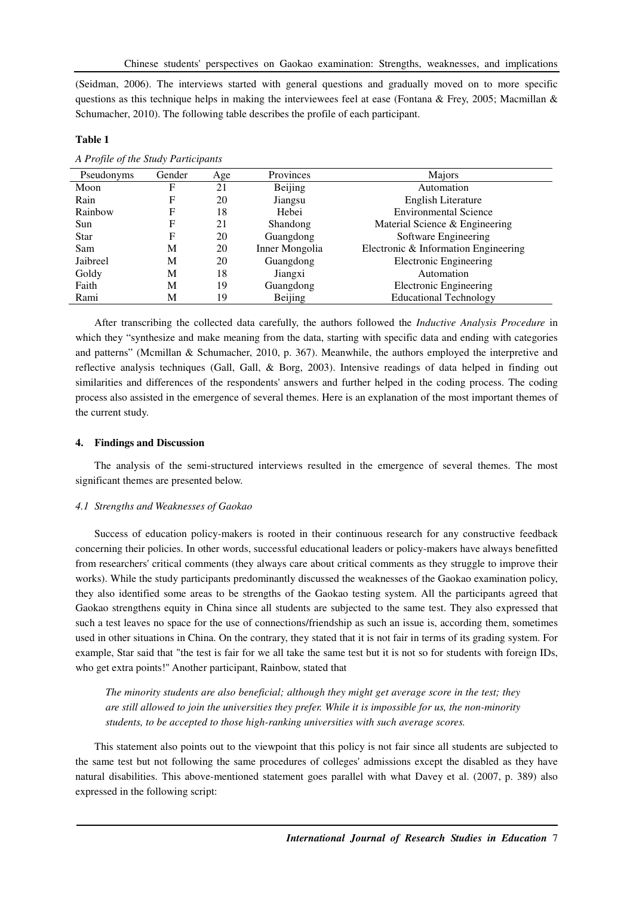(Seidman, 2006). The interviews started with general questions and gradually moved on to more specific questions as this technique helps in making the interviewees feel at ease (Fontana & Frey, 2005; Macmillan & Schumacher, 2010). The following table describes the profile of each participant.

**Table 1**

*A Profile of the Study Participants*

| Pseudonyms | Gender | Age | Provinces | Majors |
|---|---|---|---|---|
| Moon | F | 21 | Beijing | Automation |
| Rain | F | 20 | Jiangsu | English Literature |
| Rainbow | F | 18 | Hebei | Environmental Science |
| Sun | F | 21 | Shandong | Material Science & Engineering |
| Star | F | 20 | Guangdong | Software Engineering |
| Sam | M | 20 | Inner Mongolia | Electronic & Information Engineering |
| Jaibreel | M | 20 | Guangdong | Electronic Engineering |
| Goldy | M | 18 | Jiangxi | Automation |
| Faith | M | 19 | Guangdong | Electronic Engineering |
| Rami | M | 19 | Beijing | Educational Technology |

After transcribing the collected data carefully, the authors followed the *Inductive Analysis Procedure* in which they "synthesize and make meaning from the data, starting with specific data and ending with categories and patterns" (Mcmillan & Schumacher, 2010, p. 367). Meanwhile, the authors employed the interpretive and reflective analysis techniques (Gall, Gall, & Borg, 2003). Intensive readings of data helped in finding out similarities and differences of the respondents' answers and further helped in the coding process. The coding process also assisted in the emergence of several themes. Here is an explanation of the most important themes of the current study.

## 4. Findings and Discussion

The analysis of the semi-structured interviews resulted in the emergence of several themes. The most significant themes are presented below.

### *4.1 Strengths and Weaknesses of Gaokao*

Success of education policy-makers is rooted in their continuous research for any constructive feedback concerning their policies. In other words, successful educational leaders or policy-makers have always benefitted from researchers' critical comments (they always care about critical comments as they struggle to improve their works). While the study participants predominantly discussed the weaknesses of the Gaokao examination policy, they also identified some areas to be strengths of the Gaokao testing system. All the participants agreed that Gaokao strengthens equity in China since all students are subjected to the same test. They also expressed that such a test leaves no space for the use of connections/friendship as such an issue is, according them, sometimes used in other situations in China. On the contrary, they stated that it is not fair in terms of its grading system. For example, Star said that "the test is fair for we all take the same test but it is not so for students with foreign IDs, who get extra points!" Another participant, Rainbow, stated that

> *The minority students are also beneficial; although they might get average score in the test; they are still allowed to join the universities they prefer. While it is impossible for us, the non-minority students, to be accepted to those high-ranking universities with such average scores.*

This statement also points out to the viewpoint that this policy is not fair since all students are subjected to the same test but not following the same procedures of colleges' admissions except the disabled as they have natural disabilities. This above-mentioned statement goes parallel with what Davey et al. (2007, p. 389) also expressed in the following script: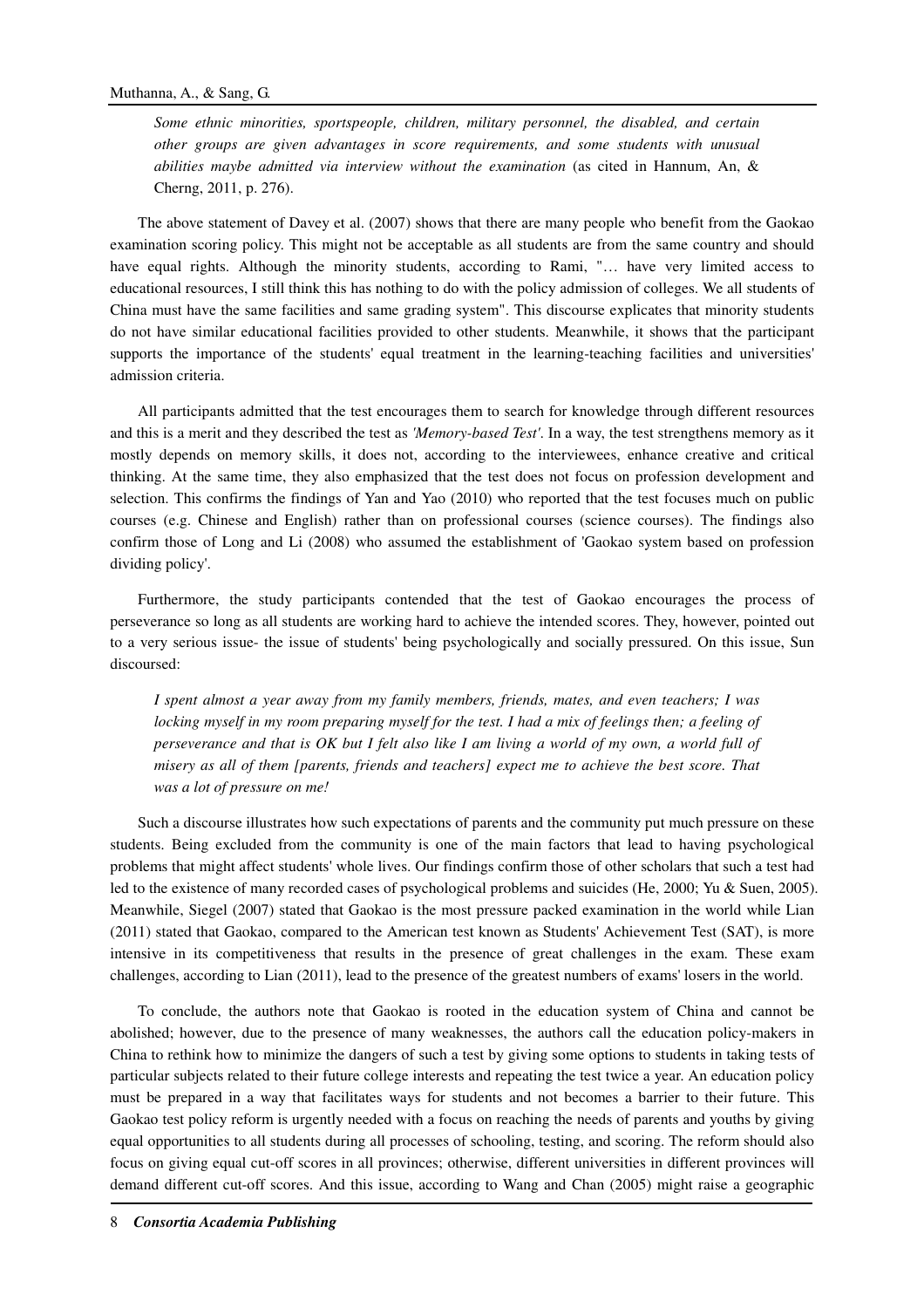*Some ethnic minorities, sportspeople, children, military personnel, the disabled, and certain other groups are given advantages in score requirements, and some students with unusual abilities maybe admitted via interview without the examination* (as cited in Hannum, An, & Cherng, 2011, p. 276).

The above statement of Davey et al. (2007) shows that there are many people who benefit from the Gaokao examination scoring policy. This might not be acceptable as all students are from the same country and should have equal rights. Although the minority students, according to Rami, "… have very limited access to educational resources, I still think this has nothing to do with the policy admission of colleges. We all students of China must have the same facilities and same grading system". This discourse explicates that minority students do not have similar educational facilities provided to other students. Meanwhile, it shows that the participant supports the importance of the students' equal treatment in the learning-teaching facilities and universities' admission criteria.

All participants admitted that the test encourages them to search for knowledge through different resources and this is a merit and they described the test as *'Memory-based Test'*. In a way, the test strengthens memory as it mostly depends on memory skills, it does not, according to the interviewees, enhance creative and critical thinking. At the same time, they also emphasized that the test does not focus on profession development and selection. This confirms the findings of Yan and Yao (2010) who reported that the test focuses much on public courses (e.g. Chinese and English) rather than on professional courses (science courses). The findings also confirm those of Long and Li (2008) who assumed the establishment of 'Gaokao system based on profession dividing policy'.

Furthermore, the study participants contended that the test of Gaokao encourages the process of perseverance so long as all students are working hard to achieve the intended scores. They, however, pointed out to a very serious issue- the issue of students' being psychologically and socially pressured. On this issue, Sun discoursed:

*I spent almost a year away from my family members, friends, mates, and even teachers; I was locking myself in my room preparing myself for the test. I had a mix of feelings then; a feeling of perseverance and that is OK but I felt also like I am living a world of my own, a world full of misery as all of them [parents, friends and teachers] expect me to achieve the best score. That was a lot of pressure on me!*

Such a discourse illustrates how such expectations of parents and the community put much pressure on these students. Being excluded from the community is one of the main factors that lead to having psychological problems that might affect students' whole lives. Our findings confirm those of other scholars that such a test had led to the existence of many recorded cases of psychological problems and suicides (He, 2000; Yu & Suen, 2005). Meanwhile, Siegel (2007) stated that Gaokao is the most pressure packed examination in the world while Lian (2011) stated that Gaokao, compared to the American test known as Students' Achievement Test (SAT), is more intensive in its competitiveness that results in the presence of great challenges in the exam. These exam challenges, according to Lian (2011), lead to the presence of the greatest numbers of exams' losers in the world.

To conclude, the authors note that Gaokao is rooted in the education system of China and cannot be abolished; however, due to the presence of many weaknesses, the authors call the education policy-makers in China to rethink how to minimize the dangers of such a test by giving some options to students in taking tests of particular subjects related to their future college interests and repeating the test twice a year. An education policy must be prepared in a way that facilitates ways for students and not becomes a barrier to their future. This Gaokao test policy reform is urgently needed with a focus on reaching the needs of parents and youths by giving equal opportunities to all students during all processes of schooling, testing, and scoring. The reform should also focus on giving equal cut-off scores in all provinces; otherwise, different universities in different provinces will demand different cut-off scores. And this issue, according to Wang and Chan (2005) might raise a geographic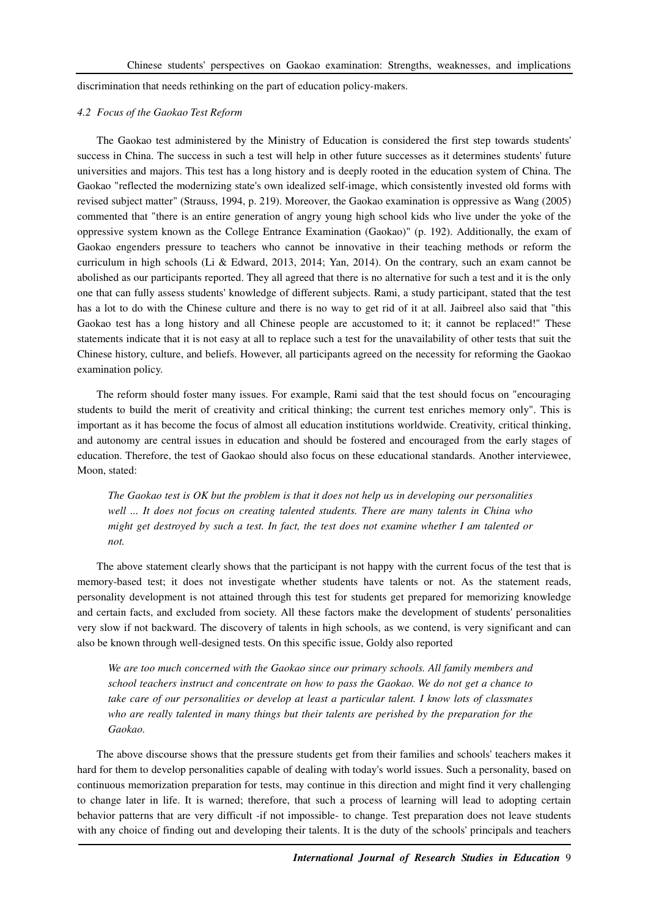discrimination that needs rethinking on the part of education policy-makers.

### *4.2 Focus of the Gaokao Test Reform*

The Gaokao test administered by the Ministry of Education is considered the first step towards students' success in China. The success in such a test will help in other future successes as it determines students' future universities and majors. This test has a long history and is deeply rooted in the education system of China. The Gaokao "reflected the modernizing state's own idealized self-image, which consistently invested old forms with revised subject matter" (Strauss, 1994, p. 219). Moreover, the Gaokao examination is oppressive as Wang (2005) commented that "there is an entire generation of angry young high school kids who live under the yoke of the oppressive system known as the College Entrance Examination (Gaokao)" (p. 192). Additionally, the exam of Gaokao engenders pressure to teachers who cannot be innovative in their teaching methods or reform the curriculum in high schools (Li & Edward, 2013, 2014; Yan, 2014). On the contrary, such an exam cannot be abolished as our participants reported. They all agreed that there is no alternative for such a test and it is the only one that can fully assess students' knowledge of different subjects. Rami, a study participant, stated that the test has a lot to do with the Chinese culture and there is no way to get rid of it at all. Jaibreel also said that "this Gaokao test has a long history and all Chinese people are accustomed to it; it cannot be replaced!" These statements indicate that it is not easy at all to replace such a test for the unavailability of other tests that suit the Chinese history, culture, and beliefs. However, all participants agreed on the necessity for reforming the Gaokao examination policy.

The reform should foster many issues. For example, Rami said that the test should focus on "encouraging students to build the merit of creativity and critical thinking; the current test enriches memory only". This is important as it has become the focus of almost all education institutions worldwide. Creativity, critical thinking, and autonomy are central issues in education and should be fostered and encouraged from the early stages of education. Therefore, the test of Gaokao should also focus on these educational standards. Another interviewee, Moon, stated:

> *The Gaokao test is OK but the problem is that it does not help us in developing our personalities well ... It does not focus on creating talented students. There are many talents in China who might get destroyed by such a test. In fact, the test does not examine whether I am talented or not.*

The above statement clearly shows that the participant is not happy with the current focus of the test that is memory-based test; it does not investigate whether students have talents or not. As the statement reads, personality development is not attained through this test for students get prepared for memorizing knowledge and certain facts, and excluded from society. All these factors make the development of students' personalities very slow if not backward. The discovery of talents in high schools, as we contend, is very significant and can also be known through well-designed tests. On this specific issue, Goldy also reported

> *We are too much concerned with the Gaokao since our primary schools. All family members and school teachers instruct and concentrate on how to pass the Gaokao. We do not get a chance to take care of our personalities or develop at least a particular talent. I know lots of classmates who are really talented in many things but their talents are perished by the preparation for the Gaokao.*

The above discourse shows that the pressure students get from their families and schools' teachers makes it hard for them to develop personalities capable of dealing with today's world issues. Such a personality, based on continuous memorization preparation for tests, may continue in this direction and might find it very challenging to change later in life. It is warned; therefore, that such a process of learning will lead to adopting certain behavior patterns that are very difficult -if not impossible- to change. Test preparation does not leave students with any choice of finding out and developing their talents. It is the duty of the schools' principals and teachers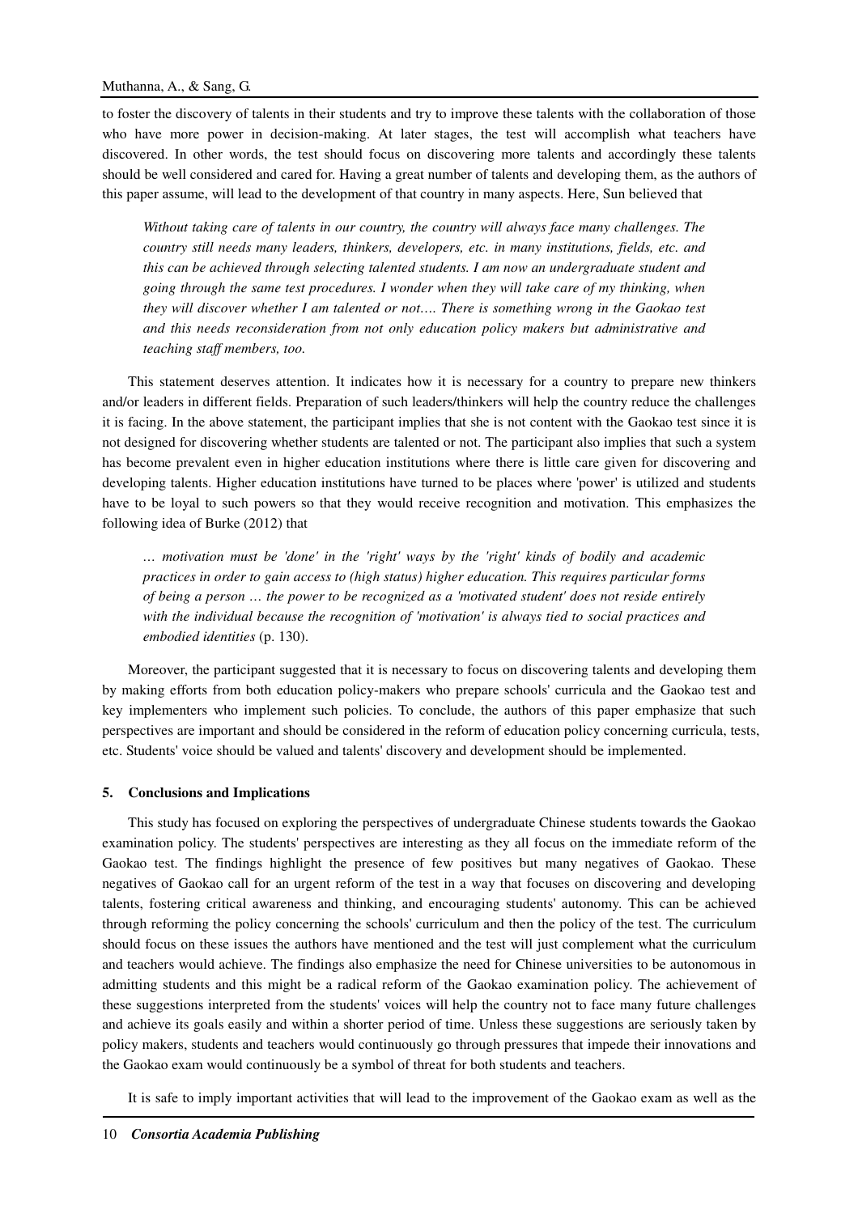to foster the discovery of talents in their students and try to improve these talents with the collaboration of those who have more power in decision-making. At later stages, the test will accomplish what teachers have discovered. In other words, the test should focus on discovering more talents and accordingly these talents should be well considered and cared for. Having a great number of talents and developing them, as the authors of this paper assume, will lead to the development of that country in many aspects. Here, Sun believed that

> *Without taking care of talents in our country, the country will always face many challenges. The country still needs many leaders, thinkers, developers, etc. in many institutions, fields, etc. and this can be achieved through selecting talented students. I am now an undergraduate student and going through the same test procedures. I wonder when they will take care of my thinking, when they will discover whether I am talented or not…. There is something wrong in the Gaokao test and this needs reconsideration from not only education policy makers but administrative and teaching staff members, too.*

This statement deserves attention. It indicates how it is necessary for a country to prepare new thinkers and/or leaders in different fields. Preparation of such leaders/thinkers will help the country reduce the challenges it is facing. In the above statement, the participant implies that she is not content with the Gaokao test since it is not designed for discovering whether students are talented or not. The participant also implies that such a system has become prevalent even in higher education institutions where there is little care given for discovering and developing talents. Higher education institutions have turned to be places where 'power' is utilized and students have to be loyal to such powers so that they would receive recognition and motivation. This emphasizes the following idea of Burke (2012) that

> *… motivation must be 'done' in the 'right' ways by the 'right' kinds of bodily and academic practices in order to gain access to (high status) higher education. This requires particular forms of being a person … the power to be recognized as a 'motivated student' does not reside entirely with the individual because the recognition of 'motivation' is always tied to social practices and embodied identities* (p. 130).

Moreover, the participant suggested that it is necessary to focus on discovering talents and developing them by making efforts from both education policy-makers who prepare schools' curricula and the Gaokao test and key implementers who implement such policies. To conclude, the authors of this paper emphasize that such perspectives are important and should be considered in the reform of education policy concerning curricula, tests, etc. Students' voice should be valued and talents' discovery and development should be implemented.

## 5. Conclusions and Implications

This study has focused on exploring the perspectives of undergraduate Chinese students towards the Gaokao examination policy. The students' perspectives are interesting as they all focus on the immediate reform of the Gaokao test. The findings highlight the presence of few positives but many negatives of Gaokao. These negatives of Gaokao call for an urgent reform of the test in a way that focuses on discovering and developing talents, fostering critical awareness and thinking, and encouraging students' autonomy. This can be achieved through reforming the policy concerning the schools' curriculum and then the policy of the test. The curriculum should focus on these issues the authors have mentioned and the test will just complement what the curriculum and teachers would achieve. The findings also emphasize the need for Chinese universities to be autonomous in admitting students and this might be a radical reform of the Gaokao examination policy. The achievement of these suggestions interpreted from the students' voices will help the country not to face many future challenges and achieve its goals easily and within a shorter period of time. Unless these suggestions are seriously taken by policy makers, students and teachers would continuously go through pressures that impede their innovations and the Gaokao exam would continuously be a symbol of threat for both students and teachers.

It is safe to imply important activities that will lead to the improvement of the Gaokao exam as well as the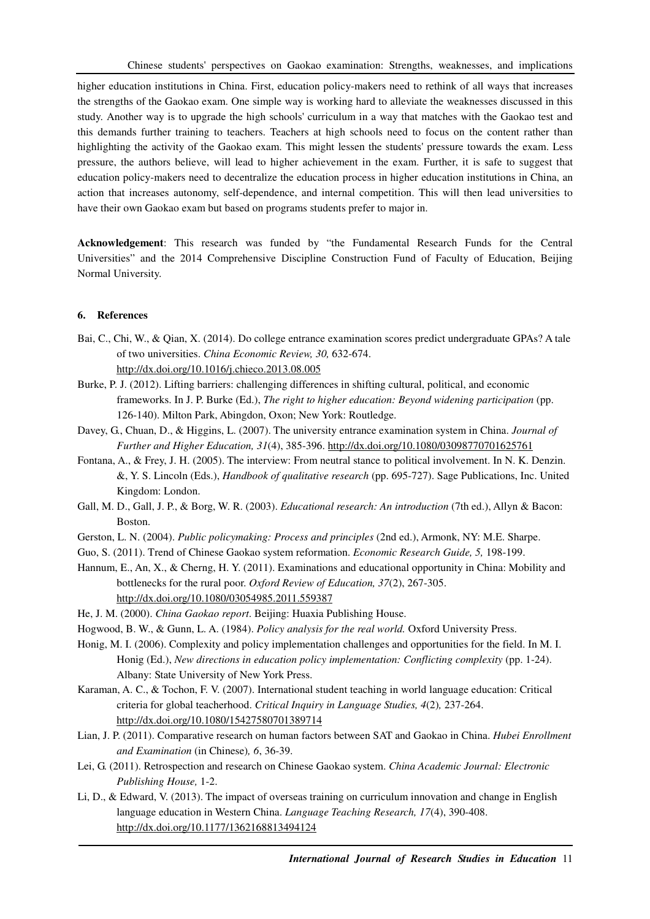higher education institutions in China. First, education policy-makers need to rethink of all ways that increases the strengths of the Gaokao exam. One simple way is working hard to alleviate the weaknesses discussed in this study. Another way is to upgrade the high schools' curriculum in a way that matches with the Gaokao test and this demands further training to teachers. Teachers at high schools need to focus on the content rather than highlighting the activity of the Gaokao exam. This might lessen the students' pressure towards the exam. Less pressure, the authors believe, will lead to higher achievement in the exam. Further, it is safe to suggest that education policy-makers need to decentralize the education process in higher education institutions in China, an action that increases autonomy, self-dependence, and internal competition. This will then lead universities to have their own Gaokao exam but based on programs students prefer to major in.

**Acknowledgement**: This research was funded by "the Fundamental Research Funds for the Central Universities" and the 2014 Comprehensive Discipline Construction Fund of Faculty of Education, Beijing Normal University.

## 6. References

Bai, C., Chi, W., & Qian, X. (2014). Do college entrance examination scores predict undergraduate GPAs? A tale of two universities. *China Economic Review, 30,* 632-674. http://dx.doi.org/10.1016/j.chieco.2013.08.005

Burke, P. J. (2012). Lifting barriers: challenging differences in shifting cultural, political, and economic frameworks. In J. P. Burke (Ed.), *The right to higher education: Beyond widening participation* (pp. 126-140). Milton Park, Abingdon, Oxon; New York: Routledge.

Davey, G., Chuan, D., & Higgins, L. (2007). The university entrance examination system in China. *Journal of Further and Higher Education, 31*(4), 385-396. http://dx.doi.org/10.1080/03098770701625761

Fontana, A., & Frey, J. H. (2005). The interview: From neutral stance to political involvement. In N. K. Denzin. &, Y. S. Lincoln (Eds.), *Handbook of qualitative research* (pp. 695-727). Sage Publications, Inc. United Kingdom: London.

Gall, M. D., Gall, J. P., & Borg, W. R. (2003). *Educational research: An introduction* (7th ed.), Allyn & Bacon: Boston.

Gerston, L. N. (2004). *Public policymaking: Process and principles* (2nd ed.), Armonk, NY: M.E. Sharpe.

Guo, S. (2011). Trend of Chinese Gaokao system reformation. *Economic Research Guide, 5,* 198-199.

Hannum, E., An, X., & Cherng, H. Y. (2011). Examinations and educational opportunity in China: Mobility and bottlenecks for the rural poor. *Oxford Review of Education, 37*(2), 267-305. http://dx.doi.org/10.1080/03054985.2011.559387

He, J. M. (2000). *China Gaokao report*. Beijing: Huaxia Publishing House.

Hogwood, B. W., & Gunn, L. A. (1984). *Policy analysis for the real world.* Oxford University Press.

Honig, M. I. (2006). Complexity and policy implementation challenges and opportunities for the field. In M. I. Honig (Ed.), *New directions in education policy implementation: Conflicting complexity* (pp. 1-24). Albany: State University of New York Press.

Karaman, A. C., & Tochon, F. V. (2007). International student teaching in world language education: Critical criteria for global teacherhood. *Critical Inquiry in Language Studies, 4*(2)*,* 237-264. http://dx.doi.org/10.1080/15427580701389714

Lian, J. P. (2011). Comparative research on human factors between SAT and Gaokao in China. *Hubei Enrollment and Examination* (in Chinese)*, 6*, 36-39.

Lei, G. (2011). Retrospection and research on Chinese Gaokao system. *China Academic Journal: Electronic Publishing House,* 1-2.

Li, D., & Edward, V. (2013). The impact of overseas training on curriculum innovation and change in English language education in Western China. *Language Teaching Research, 17*(4), 390-408. http://dx.doi.org/10.1177/1362168813494124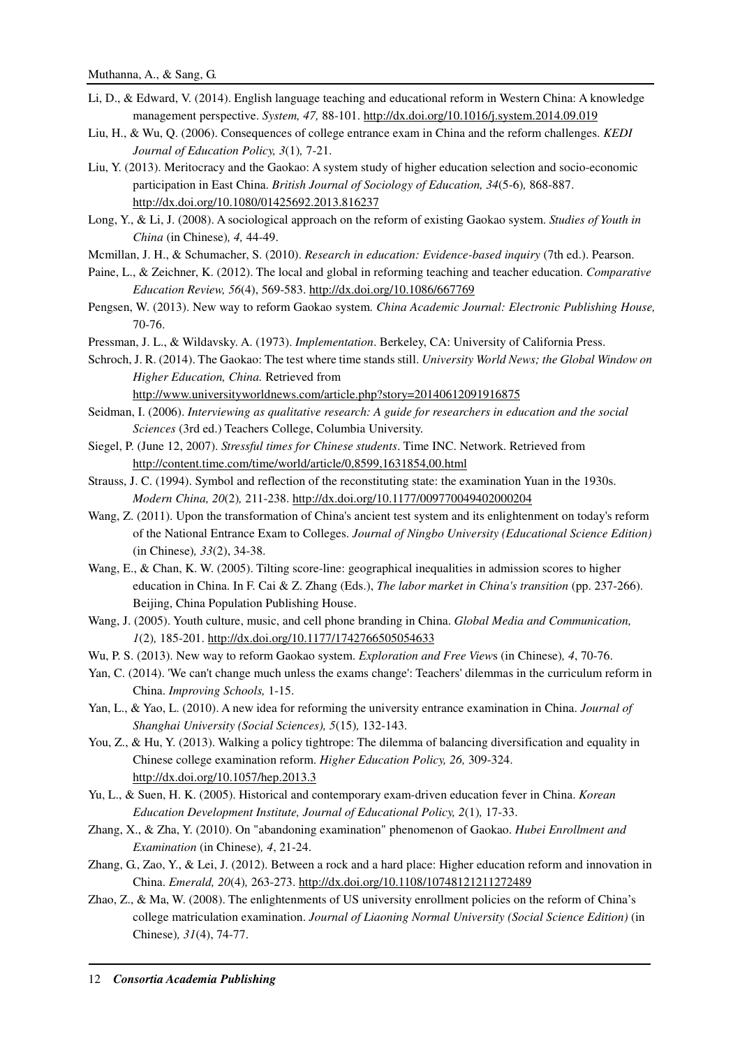Li, D., & Edward, V. (2014). English language teaching and educational reform in Western China: A knowledge management perspective. *System, 47,* 88-101. http://dx.doi.org/10.1016/j.system.2014.09.019

Liu, H., & Wu, Q. (2006). Consequences of college entrance exam in China and the reform challenges. *KEDI Journal of Education Policy, 3*(1)*,* 7-21.

Liu, Y. (2013). Meritocracy and the Gaokao: A system study of higher education selection and socio-economic participation in East China. *British Journal of Sociology of Education, 34*(5-6)*,* 868-887. http://dx.doi.org/10.1080/01425692.2013.816237

Long, Y., & Li, J. (2008). A sociological approach on the reform of existing Gaokao system. *Studies of Youth in China* (in Chinese)*, 4,* 44-49.

Mcmillan, J. H., & Schumacher, S. (2010). *Research in education: Evidence-based inquiry* (7th ed.). Pearson.

Paine, L., & Zeichner, K. (2012). The local and global in reforming teaching and teacher education. *Comparative Education Review, 56*(4), 569-583. http://dx.doi.org/10.1086/667769

Pengsen, W. (2013). New way to reform Gaokao system. *China Academic Journal: Electronic Publishing House,* 70-76.

Pressman, J. L., & Wildavsky. A. (1973). *Implementation*. Berkeley, CA: University of California Press.

Schroch, J. R. (2014). The Gaokao: The test where time stands still. *University World News; the Global Window on Higher Education, China.* Retrieved from http://www.universityworldnews.com/article.php?story=20140612091916875

Seidman, I. (2006). *Interviewing as qualitative research: A guide for researchers in education and the social Sciences* (3rd ed.) Teachers College, Columbia University.

Siegel, P. (June 12, 2007). *Stressful times for Chinese students*. Time INC. Network. Retrieved from http://content.time.com/time/world/article/0,8599,1631854,00.html

Strauss, J. C. (1994). Symbol and reflection of the reconstituting state: the examination Yuan in the 1930s. *Modern China, 20*(2)*,* 211-238. http://dx.doi.org/10.1177/009770049402000204

Wang, Z. (2011). Upon the transformation of China's ancient test system and its enlightenment on today's reform of the National Entrance Exam to Colleges. *Journal of Ningbo University (Educational Science Edition)* (in Chinese)*, 33*(2), 34-38.

Wang, E., & Chan, K. W. (2005). Tilting score-line: geographical inequalities in admission scores to higher education in China. In F. Cai & Z. Zhang (Eds.), *The labor market in China's transition* (pp. 237-266). Beijing, China Population Publishing House.

Wang, J. (2005). Youth culture, music, and cell phone branding in China. *Global Media and Communication, 1*(2)*,* 185-201. http://dx.doi.org/10.1177/1742766505054633

Wu, P. S. (2013). New way to reform Gaokao system. *Exploration and Free Views* (in Chinese)*, 4*, 70-76.

Yan, C. (2014). 'We can't change much unless the exams change': Teachers' dilemmas in the curriculum reform in China. *Improving Schools,* 1-15.

Yan, L., & Yao, L. (2010). A new idea for reforming the university entrance examination in China. *Journal of Shanghai University (Social Sciences), 5*(15)*,* 132-143.

You, Z., & Hu, Y. (2013). Walking a policy tightrope: The dilemma of balancing diversification and equality in Chinese college examination reform. *Higher Education Policy, 26,* 309-324. http://dx.doi.org/10.1057/hep.2013.3

Yu, L., & Suen, H. K. (2005). Historical and contemporary exam-driven education fever in China. *Korean Education Development Institute, Journal of Educational Policy, 2*(1)*,* 17-33.

Zhang, X., & Zha, Y. (2010). On "abandoning examination" phenomenon of Gaokao. *Hubei Enrollment and Examination* (in Chinese)*, 4*, 21-24.

Zhang, G., Zao, Y., & Lei, J. (2012). Between a rock and a hard place: Higher education reform and innovation in China. *Emerald, 20*(4)*,* 263-273. http://dx.doi.org/10.1108/10748121211272489

Zhao, Z., & Ma, W. (2008). The enlightenments of US university enrollment policies on the reform of China's college matriculation examination. *Journal of Liaoning Normal University (Social Science Edition)* (in Chinese)*, 31*(4), 74-77.